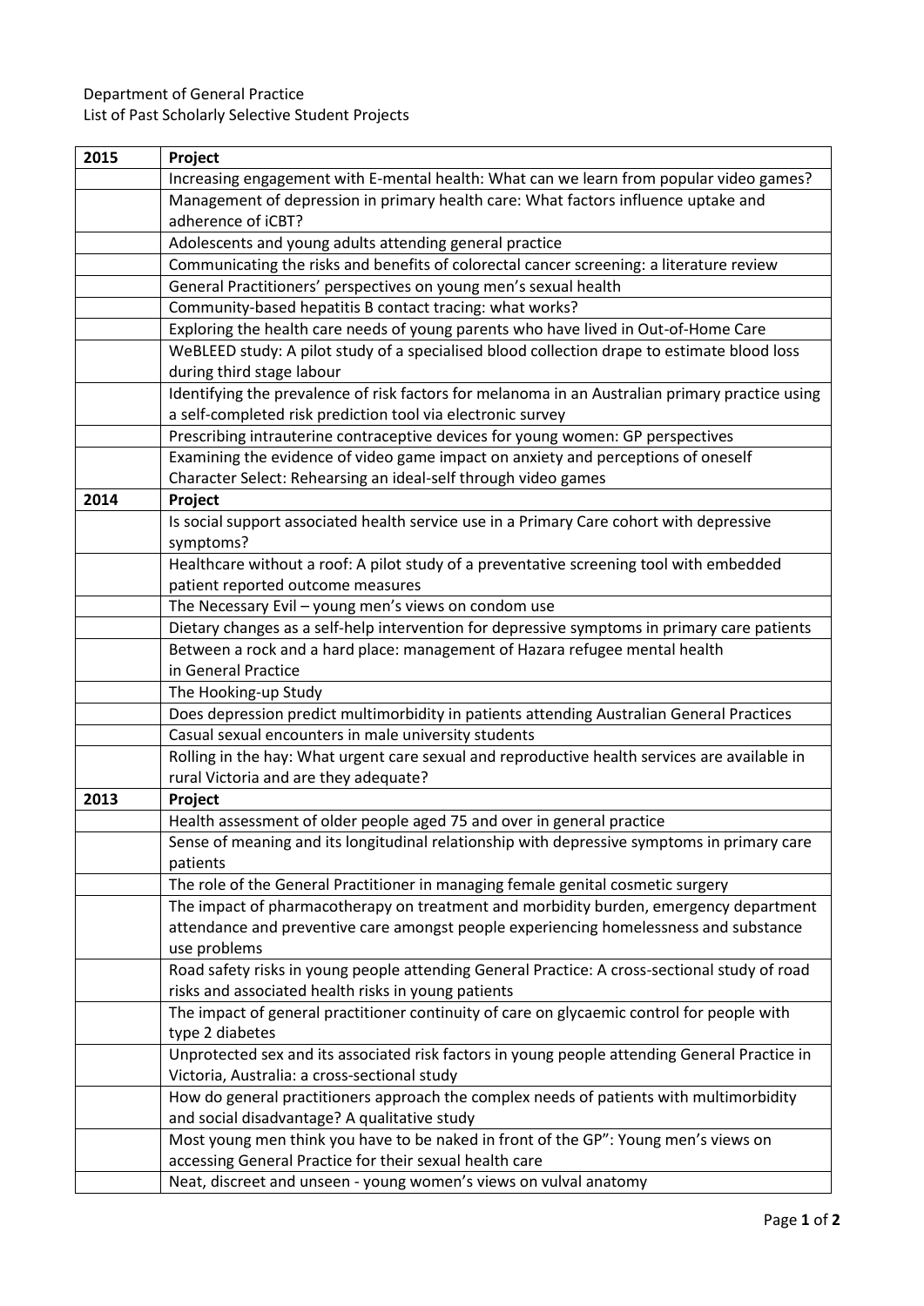Department of General Practice
List of Past Scholarly Selective Student Projects

| 2015 | Project |
|---|---|
| | Increasing engagement with E-mental health: What can we learn from popular video games? |
| | Management of depression in primary health care: What factors influence uptake and adherence of iCBT? |
| | Adolescents and young adults attending general practice |
| | Communicating the risks and benefits of colorectal cancer screening: a literature review |
| | General Practitioners' perspectives on young men's sexual health |
| | Community-based hepatitis B contact tracing: what works? |
| | Exploring the health care needs of young parents who have lived in Out-of-Home Care |
| | WeBLEED study: A pilot study of a specialised blood collection drape to estimate blood loss during third stage labour |
| | Identifying the prevalence of risk factors for melanoma in an Australian primary practice using a self-completed risk prediction tool via electronic survey |
| | Prescribing intrauterine contraceptive devices for young women: GP perspectives |
| | Examining the evidence of video game impact on anxiety and perceptions of oneself Character Select: Rehearsing an ideal-self through video games |
| **2014** | **Project** |
| | Is social support associated health service use in a Primary Care cohort with depressive symptoms? |
| | Healthcare without a roof: A pilot study of a preventative screening tool with embedded patient reported outcome measures |
| | The Necessary Evil – young men's views on condom use |
| | Dietary changes as a self-help intervention for depressive symptoms in primary care patients |
| | Between a rock and a hard place: management of Hazara refugee mental health in General Practice |
| | The Hooking-up Study |
| | Does depression predict multimorbidity in patients attending Australian General Practices |
| | Casual sexual encounters in male university students |
| | Rolling in the hay: What urgent care sexual and reproductive health services are available in rural Victoria and are they adequate? |
| **2013** | **Project** |
| | Health assessment of older people aged 75 and over in general practice |
| | Sense of meaning and its longitudinal relationship with depressive symptoms in primary care patients |
| | The role of the General Practitioner in managing female genital cosmetic surgery |
| | The impact of pharmacotherapy on treatment and morbidity burden, emergency department attendance and preventive care amongst people experiencing homelessness and substance use problems |
| | Road safety risks in young people attending General Practice: A cross-sectional study of road risks and associated health risks in young patients |
| | The impact of general practitioner continuity of care on glycaemic control for people with type 2 diabetes |
| | Unprotected sex and its associated risk factors in young people attending General Practice in Victoria, Australia: a cross-sectional study |
| | How do general practitioners approach the complex needs of patients with multimorbidity and social disadvantage? A qualitative study |
| | Most young men think you have to be naked in front of the GP": Young men's views on accessing General Practice for their sexual health care |
| | Neat, discreet and unseen - young women's views on vulval anatomy |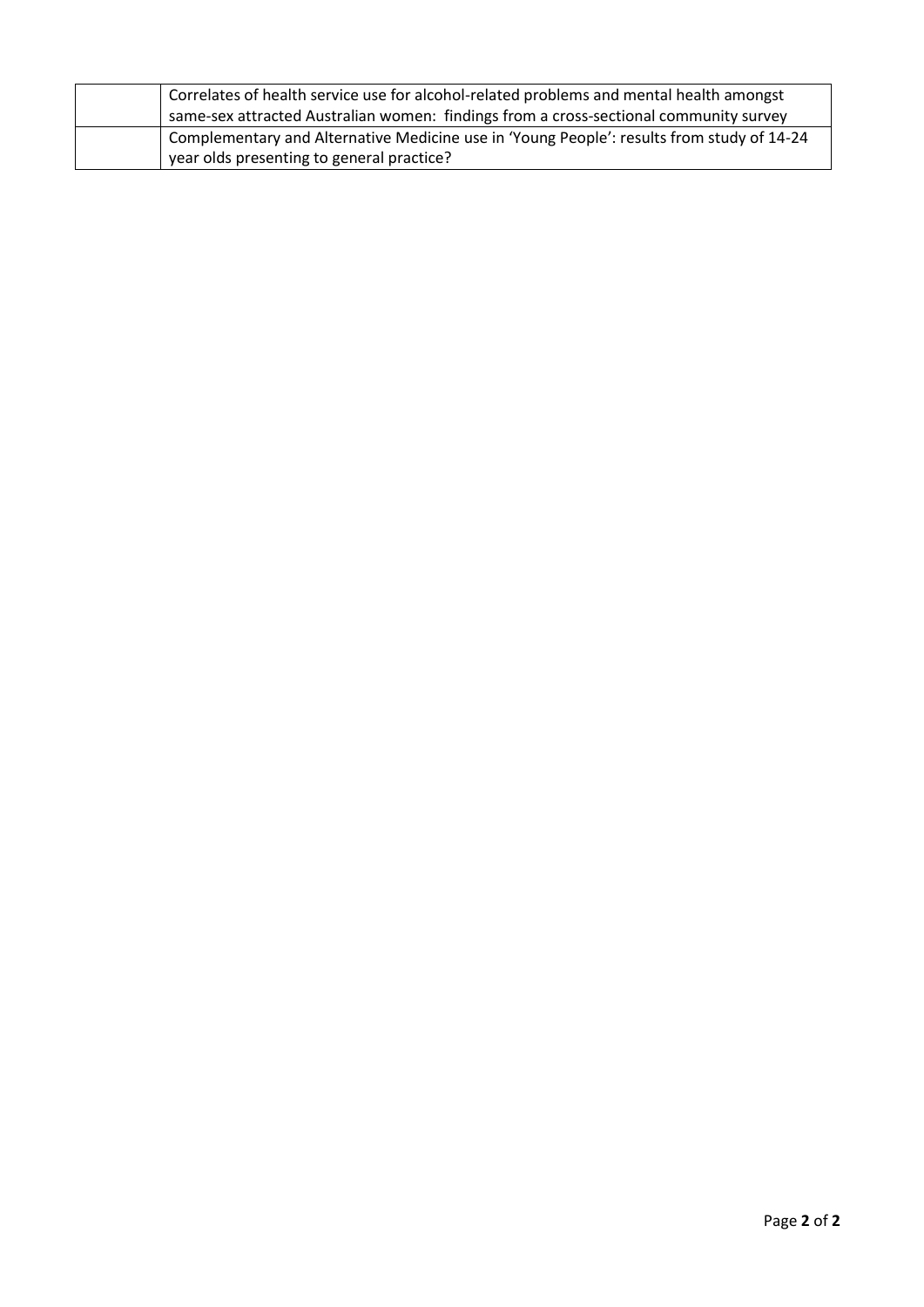| | |
|---|---|
| | Correlates of health service use for alcohol-related problems and mental health amongst same-sex attracted Australian women: findings from a cross-sectional community survey |
| | Complementary and Alternative Medicine use in 'Young People': results from study of 14-24 year olds presenting to general practice? |